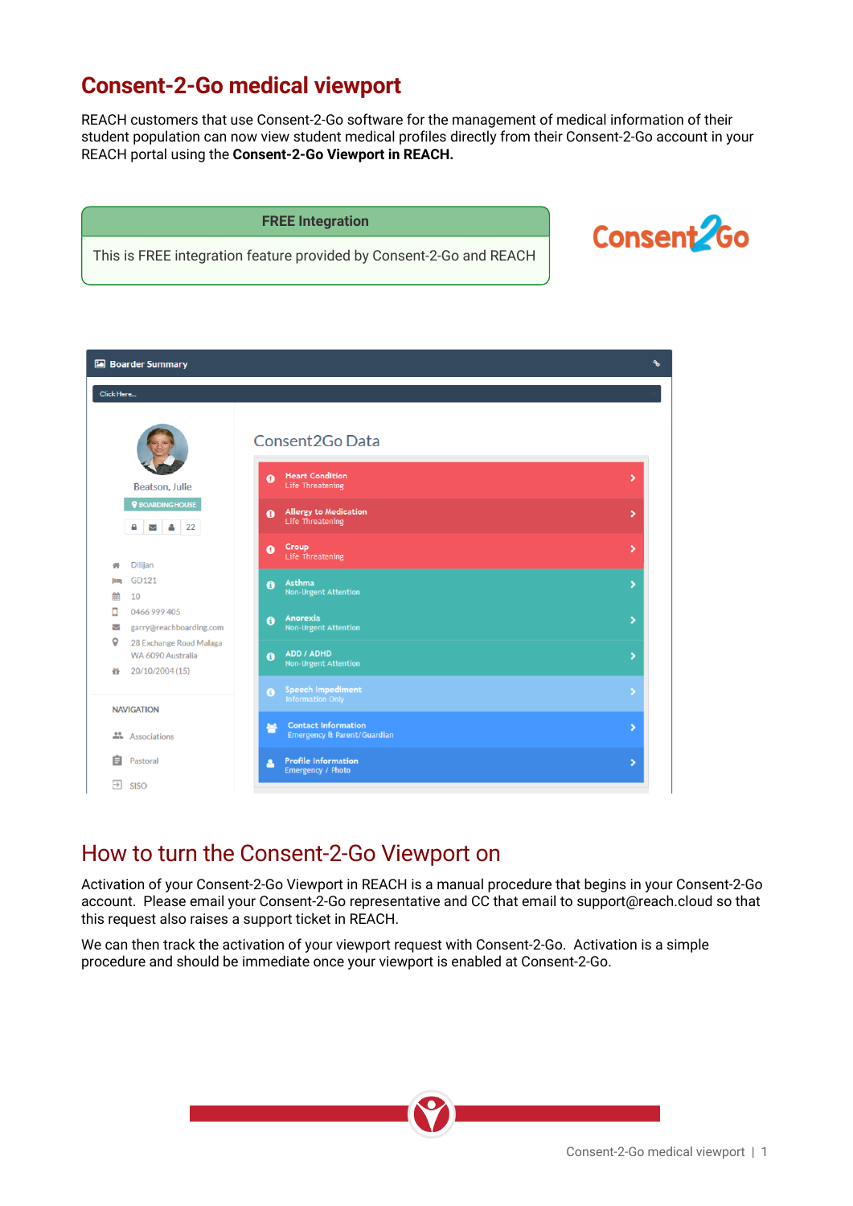# Consent-2-Go medical viewport

REACH customers that use Consent-2-Go software for the management of medical information of their student population can now view student medical profiles directly from their Consent-2-Go account in your REACH portal using the **Consent-2-Go Viewport in REACH.**

| FREE Integration |
| --- |
| This is FREE integration feature provided by Consent-2-Go and REACH |

## How to turn the Consent-2-Go Viewport on

Activation of your Consent-2-Go Viewport in REACH is a manual procedure that begins in your Consent-2-Go account. Please email your Consent-2-Go representative and CC that email to support@reach.cloud so that this request also raises a support ticket in REACH.

We can then track the activation of your viewport request with Consent-2-Go. Activation is a simple procedure and should be immediate once your viewport is enabled at Consent-2-Go.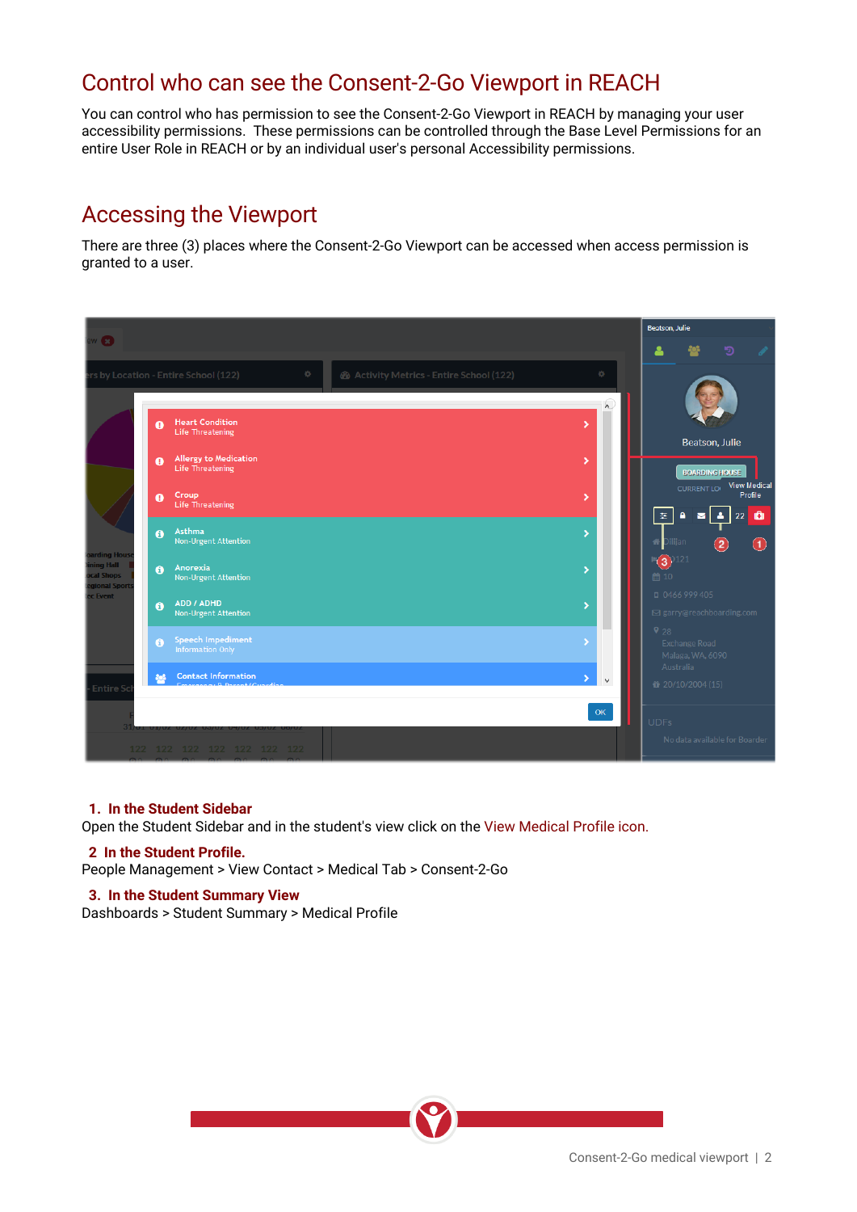# Control who can see the Consent-2-Go Viewport in REACH

You can control who has permission to see the Consent-2-Go Viewport in REACH by managing your user accessibility permissions. These permissions can be controlled through the Base Level Permissions for an entire User Role in REACH or by an individual user's personal Accessibility permissions.

# Accessing the Viewport

There are three (3) places where the Consent-2-Go Viewport can be accessed when access permission is granted to a user.

**1. In the Student Sidebar**

Open the Student Sidebar and in the student's view click on the View Medical Profile icon.

**2 In the Student Profile.**

People Management > View Contact > Medical Tab > Consent-2-Go

**3. In the Student Summary View**

Dashboards > Student Summary > Medical Profile